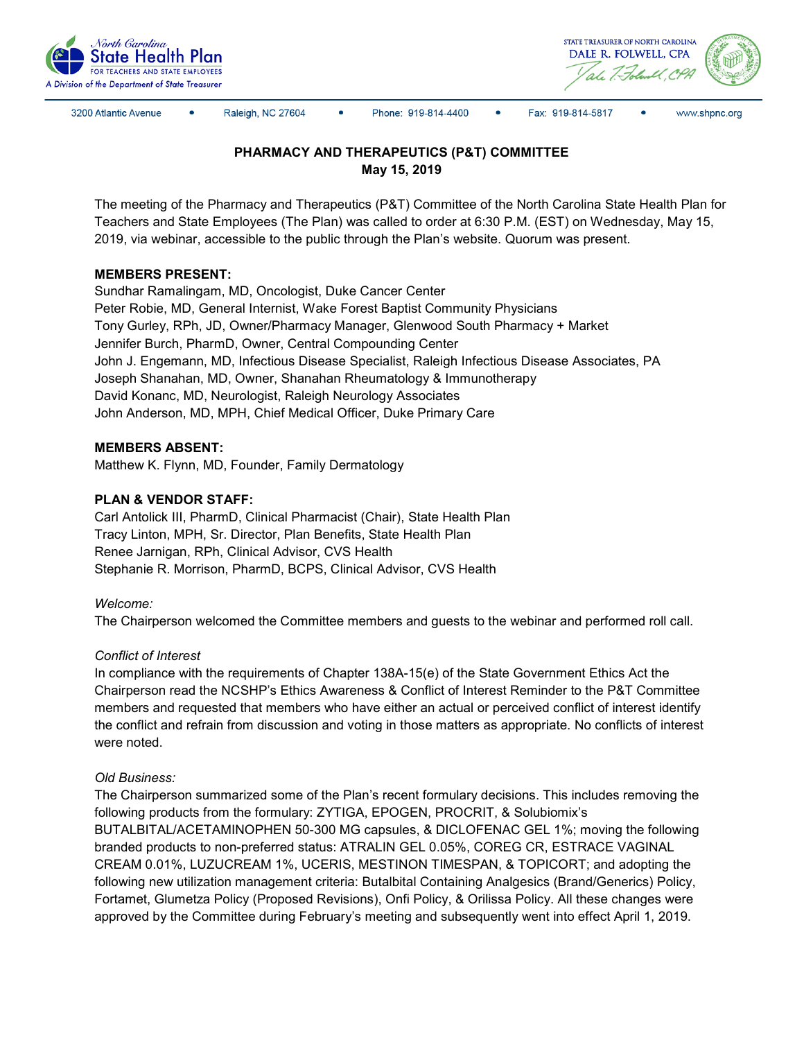North Carolina State Health Plan FOR TEACHERS AND STATE EMPLOYEES
A Division of the Department of State Treasurer

STATE TREASURER OF NORTH CAROLINA
DALE R. FOLWELL, CPA

3200 Atlantic Avenue • Raleigh, NC 27604 • Phone: 919-814-4400 • Fax: 919-814-5817 • www.shpnc.org

**PHARMACY AND THERAPEUTICS (P&T) COMMITTEE**
**May 15, 2019**

The meeting of the Pharmacy and Therapeutics (P&T) Committee of the North Carolina State Health Plan for Teachers and State Employees (The Plan) was called to order at 6:30 P.M. (EST) on Wednesday, May 15, 2019, via webinar, accessible to the public through the Plan's website. Quorum was present.

**MEMBERS PRESENT:**
Sundhar Ramalingam, MD, Oncologist, Duke Cancer Center
Peter Robie, MD, General Internist, Wake Forest Baptist Community Physicians
Tony Gurley, RPh, JD, Owner/Pharmacy Manager, Glenwood South Pharmacy + Market
Jennifer Burch, PharmD, Owner, Central Compounding Center
John J. Engemann, MD, Infectious Disease Specialist, Raleigh Infectious Disease Associates, PA
Joseph Shanahan, MD, Owner, Shanahan Rheumatology & Immunotherapy
David Konanc, MD, Neurologist, Raleigh Neurology Associates
John Anderson, MD, MPH, Chief Medical Officer, Duke Primary Care

**MEMBERS ABSENT:**
Matthew K. Flynn, MD, Founder, Family Dermatology

**PLAN & VENDOR STAFF:**
Carl Antolick III, PharmD, Clinical Pharmacist (Chair), State Health Plan
Tracy Linton, MPH, Sr. Director, Plan Benefits, State Health Plan
Renee Jarnigan, RPh, Clinical Advisor, CVS Health
Stephanie R. Morrison, PharmD, BCPS, Clinical Advisor, CVS Health

*Welcome:*
The Chairperson welcomed the Committee members and guests to the webinar and performed roll call.

*Conflict of Interest*
In compliance with the requirements of Chapter 138A-15(e) of the State Government Ethics Act the Chairperson read the NCSHP's Ethics Awareness & Conflict of Interest Reminder to the P&T Committee members and requested that members who have either an actual or perceived conflict of interest identify the conflict and refrain from discussion and voting in those matters as appropriate. No conflicts of interest were noted.

*Old Business:*
The Chairperson summarized some of the Plan's recent formulary decisions. This includes removing the following products from the formulary: ZYTIGA, EPOGEN, PROCRIT, & Solubiomix's BUTALBITAL/ACETAMINOPHEN 50-300 MG capsules, & DICLOFENAC GEL 1%; moving the following branded products to non-preferred status: ATRALIN GEL 0.05%, COREG CR, ESTRACE VAGINAL CREAM 0.01%, LUZUCREAM 1%, UCERIS, MESTINON TIMESPAN, & TOPICORT; and adopting the following new utilization management criteria: Butalbital Containing Analgesics (Brand/Generics) Policy, Fortamet, Glumetza Policy (Proposed Revisions), Onfi Policy, & Orilissa Policy. All these changes were approved by the Committee during February's meeting and subsequently went into effect April 1, 2019.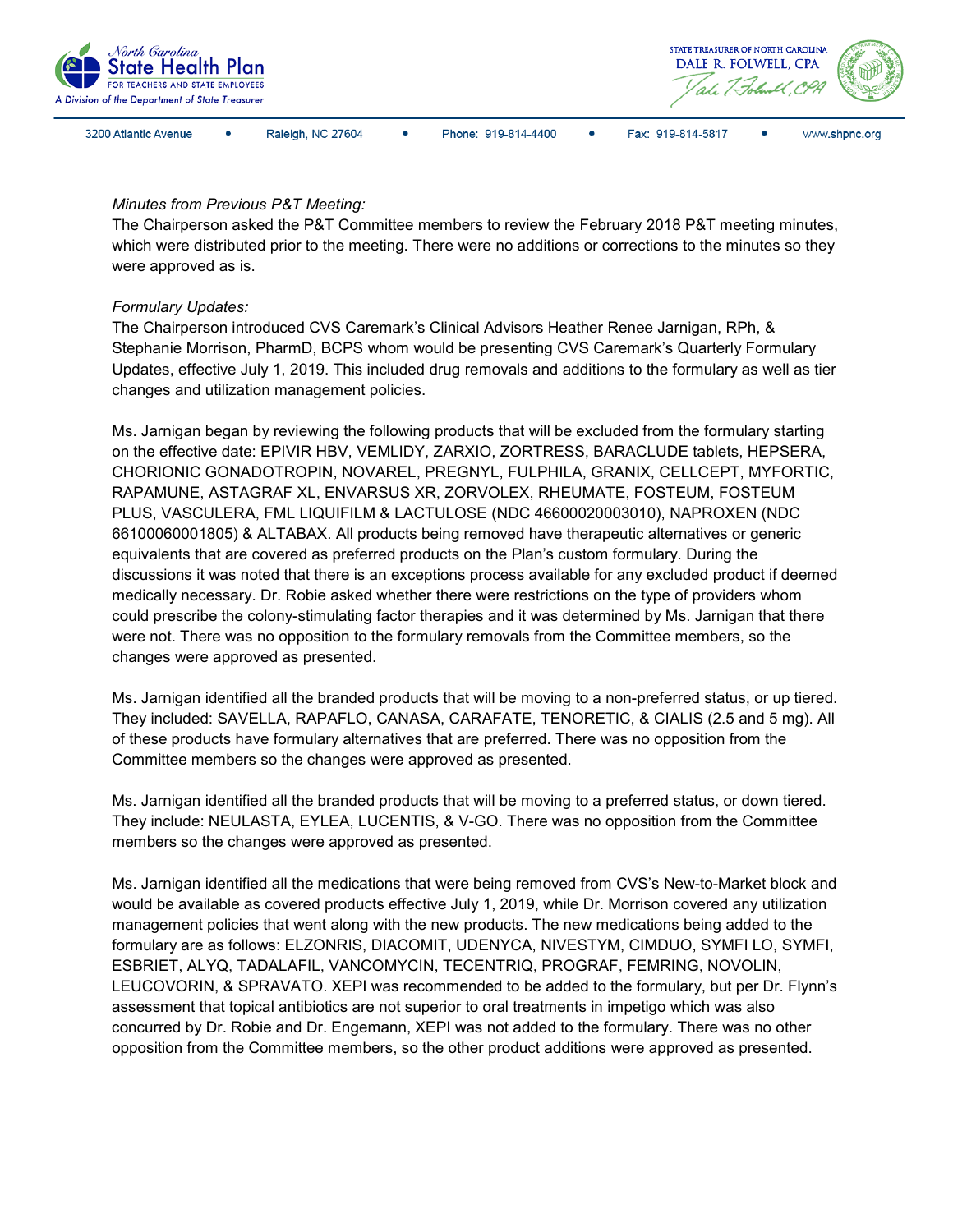*Minutes from Previous P&T Meeting:*

The Chairperson asked the P&T Committee members to review the February 2018 P&T meeting minutes, which were distributed prior to the meeting. There were no additions or corrections to the minutes so they were approved as is.

*Formulary Updates:*

The Chairperson introduced CVS Caremark's Clinical Advisors Heather Renee Jarnigan, RPh, & Stephanie Morrison, PharmD, BCPS whom would be presenting CVS Caremark's Quarterly Formulary Updates, effective July 1, 2019. This included drug removals and additions to the formulary as well as tier changes and utilization management policies.

Ms. Jarnigan began by reviewing the following products that will be excluded from the formulary starting on the effective date: EPIVIR HBV, VEMLIDY, ZARXIO, ZORTRESS, BARACLUDE tablets, HEPSERA, CHORIONIC GONADOTROPIN, NOVAREL, PREGNYL, FULPHILA, GRANIX, CELLCEPT, MYFORTIC, RAPAMUNE, ASTAGRAF XL, ENVARSUS XR, ZORVOLEX, RHEUMATE, FOSTEUM, FOSTEUM PLUS, VASCULERA, FML LIQUIFILM & LACTULOSE (NDC 46600020003010), NAPROXEN (NDC 66100060001805) & ALTABAX. All products being removed have therapeutic alternatives or generic equivalents that are covered as preferred products on the Plan's custom formulary. During the discussions it was noted that there is an exceptions process available for any excluded product if deemed medically necessary. Dr. Robie asked whether there were restrictions on the type of providers whom could prescribe the colony-stimulating factor therapies and it was determined by Ms. Jarnigan that there were not. There was no opposition to the formulary removals from the Committee members, so the changes were approved as presented.

Ms. Jarnigan identified all the branded products that will be moving to a non-preferred status, or up tiered. They included: SAVELLA, RAPAFLO, CANASA, CARAFATE, TENORETIC, & CIALIS (2.5 and 5 mg). All of these products have formulary alternatives that are preferred. There was no opposition from the Committee members so the changes were approved as presented.

Ms. Jarnigan identified all the branded products that will be moving to a preferred status, or down tiered. They include: NEULASTA, EYLEA, LUCENTIS, & V-GO. There was no opposition from the Committee members so the changes were approved as presented.

Ms. Jarnigan identified all the medications that were being removed from CVS's New-to-Market block and would be available as covered products effective July 1, 2019, while Dr. Morrison covered any utilization management policies that went along with the new products. The new medications being added to the formulary are as follows: ELZONRIS, DIACOMIT, UDENYCA, NIVESTYM, CIMDUO, SYMFI LO, SYMFI, ESBRIET, ALYQ, TADALAFIL, VANCOMYCIN, TECENTRIQ, PROGRAF, FEMRING, NOVOLIN, LEUCOVORIN, & SPRAVATO. XEPI was recommended to be added to the formulary, but per Dr. Flynn's assessment that topical antibiotics are not superior to oral treatments in impetigo which was also concurred by Dr. Robie and Dr. Engemann, XEPI was not added to the formulary. There was no other opposition from the Committee members, so the other product additions were approved as presented.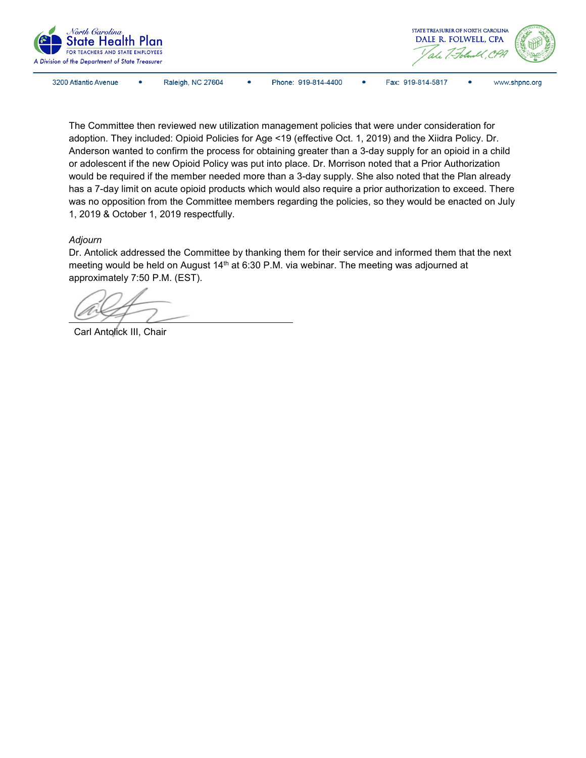The Committee then reviewed new utilization management policies that were under consideration for adoption. They included: Opioid Policies for Age <19 (effective Oct. 1, 2019) and the Xiidra Policy. Dr. Anderson wanted to confirm the process for obtaining greater than a 3-day supply for an opioid in a child or adolescent if the new Opioid Policy was put into place. Dr. Morrison noted that a Prior Authorization would be required if the member needed more than a 3-day supply. She also noted that the Plan already has a 7-day limit on acute opioid products which would also require a prior authorization to exceed. There was no opposition from the Committee members regarding the policies, so they would be enacted on July 1, 2019 & October 1, 2019 respectfully.

*Adjourn*

Dr. Antolick addressed the Committee by thanking them for their service and informed them that the next meeting would be held on August 14th at 6:30 P.M. via webinar. The meeting was adjourned at approximately 7:50 P.M. (EST).

Carl Antolick III, Chair